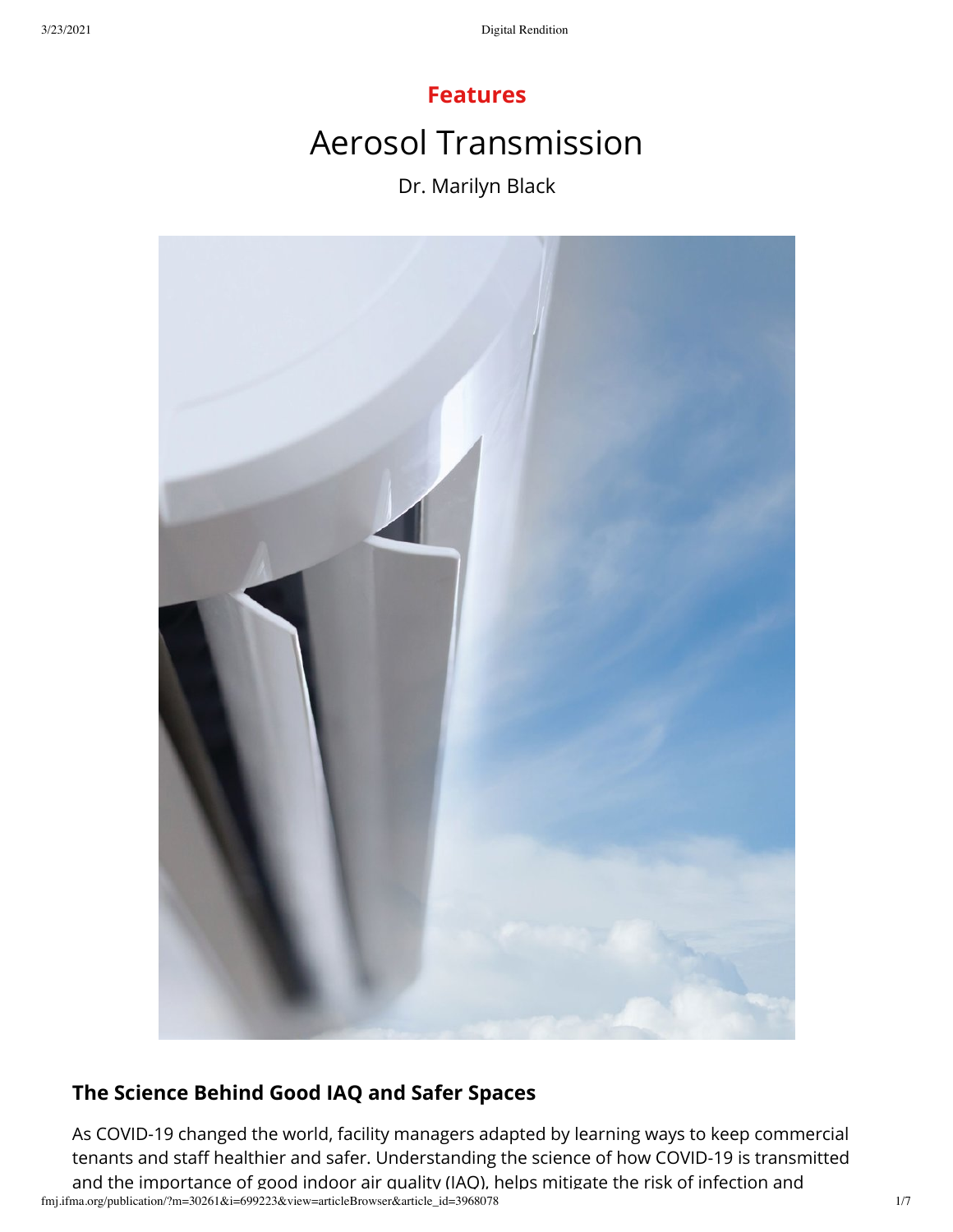Features

# Aerosol Transmission

Dr. Marilyn Black

## The Science Behind Good IAQ and Safer Spaces

As COVID-19 changed the world, facility managers adapted by learning ways to keep commercial tenants and staff healthier and safer. Understanding the science of how COVID-19 is transmitted and the importance of good indoor air quality (IAQ), helps mitigate the risk of infection and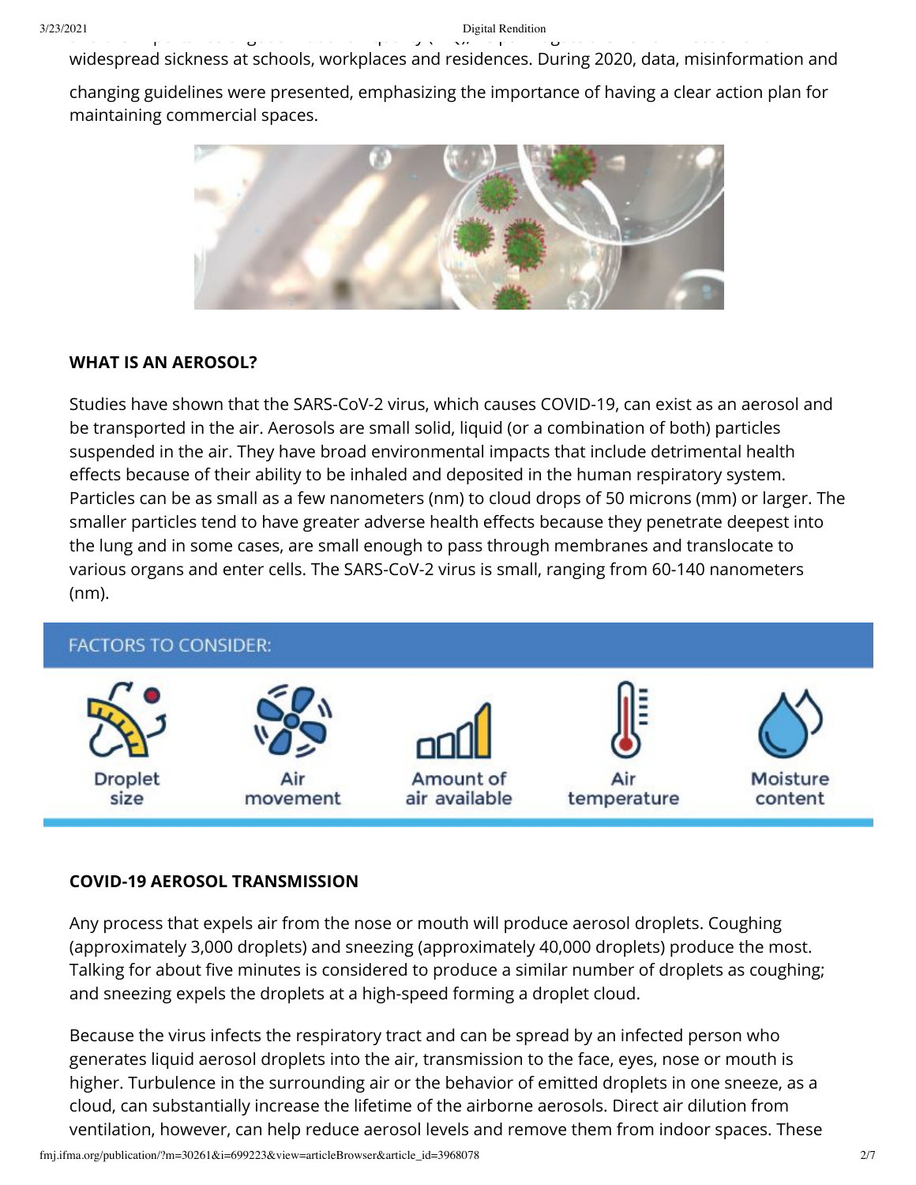widespread sickness at schools, workplaces and residences. During 2020, data, misinformation and changing guidelines were presented, emphasizing the importance of having a clear action plan for maintaining commercial spaces.

**WHAT IS AN AEROSOL?**

Studies have shown that the SARS-CoV-2 virus, which causes COVID-19, can exist as an aerosol and be transported in the air. Aerosols are small solid, liquid (or a combination of both) particles suspended in the air. They have broad environmental impacts that include detrimental health effects because of their ability to be inhaled and deposited in the human respiratory system. Particles can be as small as a few nanometers (nm) to cloud drops of 50 microns (mm) or larger. The smaller particles tend to have greater adverse health effects because they penetrate deepest into the lung and in some cases, are small enough to pass through membranes and translocate to various organs and enter cells. The SARS-CoV-2 virus is small, ranging from 60-140 nanometers (nm).

FACTORS TO CONSIDER:

- Droplet size
- Air movement
- Amount of air available
- Air temperature
- Moisture content

**COVID-19 AEROSOL TRANSMISSION**

Any process that expels air from the nose or mouth will produce aerosol droplets. Coughing (approximately 3,000 droplets) and sneezing (approximately 40,000 droplets) produce the most. Talking for about five minutes is considered to produce a similar number of droplets as coughing; and sneezing expels the droplets at a high-speed forming a droplet cloud.

Because the virus infects the respiratory tract and can be spread by an infected person who generates liquid aerosol droplets into the air, transmission to the face, eyes, nose or mouth is higher. Turbulence in the surrounding air or the behavior of emitted droplets in one sneeze, as a cloud, can substantially increase the lifetime of the airborne aerosols. Direct air dilution from ventilation, however, can help reduce aerosol levels and remove them from indoor spaces. These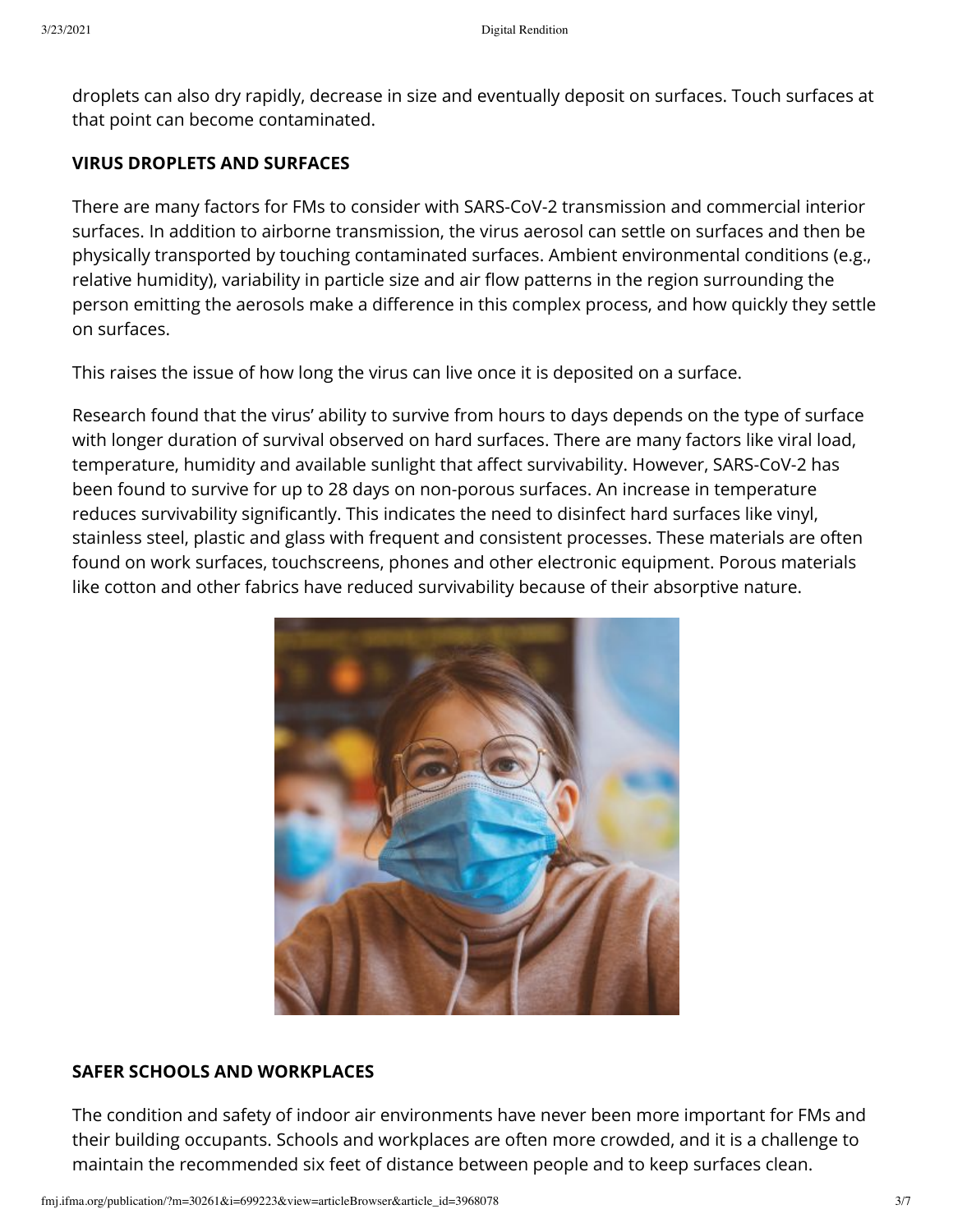droplets can also dry rapidly, decrease in size and eventually deposit on surfaces. Touch surfaces at that point can become contaminated.

## VIRUS DROPLETS AND SURFACES

There are many factors for FMs to consider with SARS-CoV-2 transmission and commercial interior surfaces. In addition to airborne transmission, the virus aerosol can settle on surfaces and then be physically transported by touching contaminated surfaces. Ambient environmental conditions (e.g., relative humidity), variability in particle size and air flow patterns in the region surrounding the person emitting the aerosols make a difference in this complex process, and how quickly they settle on surfaces.

This raises the issue of how long the virus can live once it is deposited on a surface.

Research found that the virus' ability to survive from hours to days depends on the type of surface with longer duration of survival observed on hard surfaces. There are many factors like viral load, temperature, humidity and available sunlight that affect survivability. However, SARS-CoV-2 has been found to survive for up to 28 days on non-porous surfaces. An increase in temperature reduces survivability significantly. This indicates the need to disinfect hard surfaces like vinyl, stainless steel, plastic and glass with frequent and consistent processes. These materials are often found on work surfaces, touchscreens, phones and other electronic equipment. Porous materials like cotton and other fabrics have reduced survivability because of their absorptive nature.

## SAFER SCHOOLS AND WORKPLACES

The condition and safety of indoor air environments have never been more important for FMs and their building occupants. Schools and workplaces are often more crowded, and it is a challenge to maintain the recommended six feet of distance between people and to keep surfaces clean.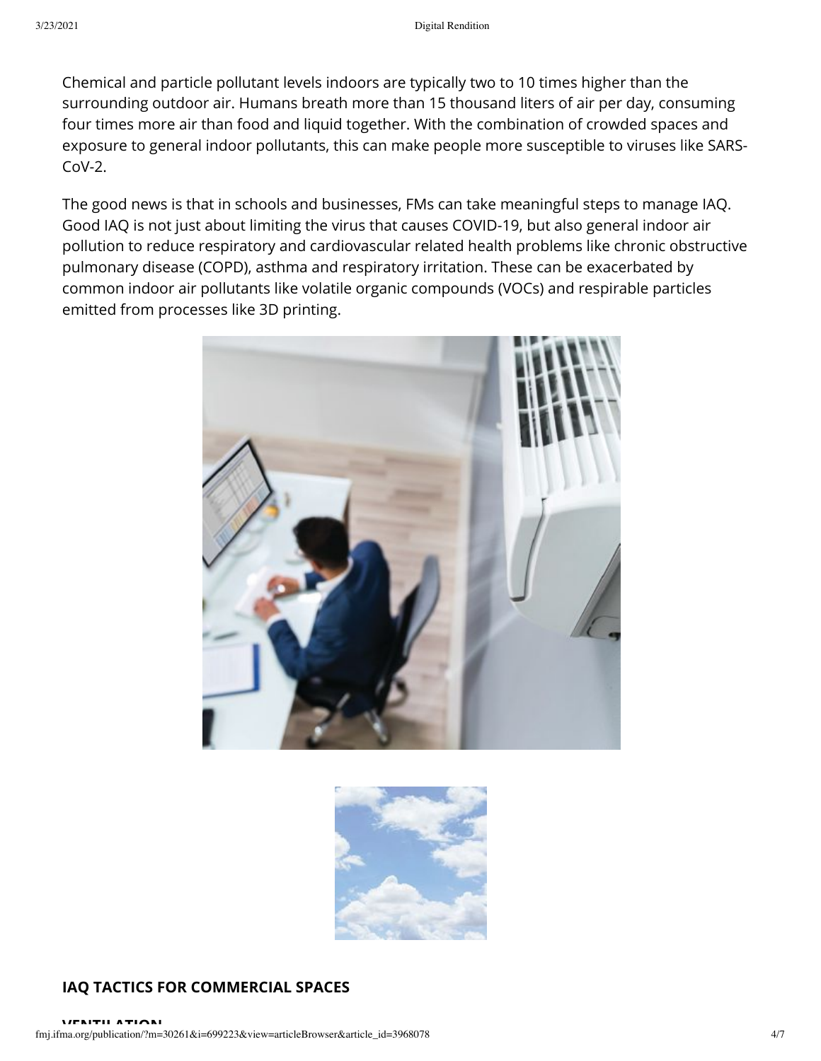Chemical and particle pollutant levels indoors are typically two to 10 times higher than the surrounding outdoor air. Humans breath more than 15 thousand liters of air per day, consuming four times more air than food and liquid together. With the combination of crowded spaces and exposure to general indoor pollutants, this can make people more susceptible to viruses like SARS-CoV-2.

The good news is that in schools and businesses, FMs can take meaningful steps to manage IAQ. Good IAQ is not just about limiting the virus that causes COVID-19, but also general indoor air pollution to reduce respiratory and cardiovascular related health problems like chronic obstructive pulmonary disease (COPD), asthma and respiratory irritation. These can be exacerbated by common indoor air pollutants like volatile organic compounds (VOCs) and respirable particles emitted from processes like 3D printing.

## IAQ TACTICS FOR COMMERCIAL SPACES

### VENTILATION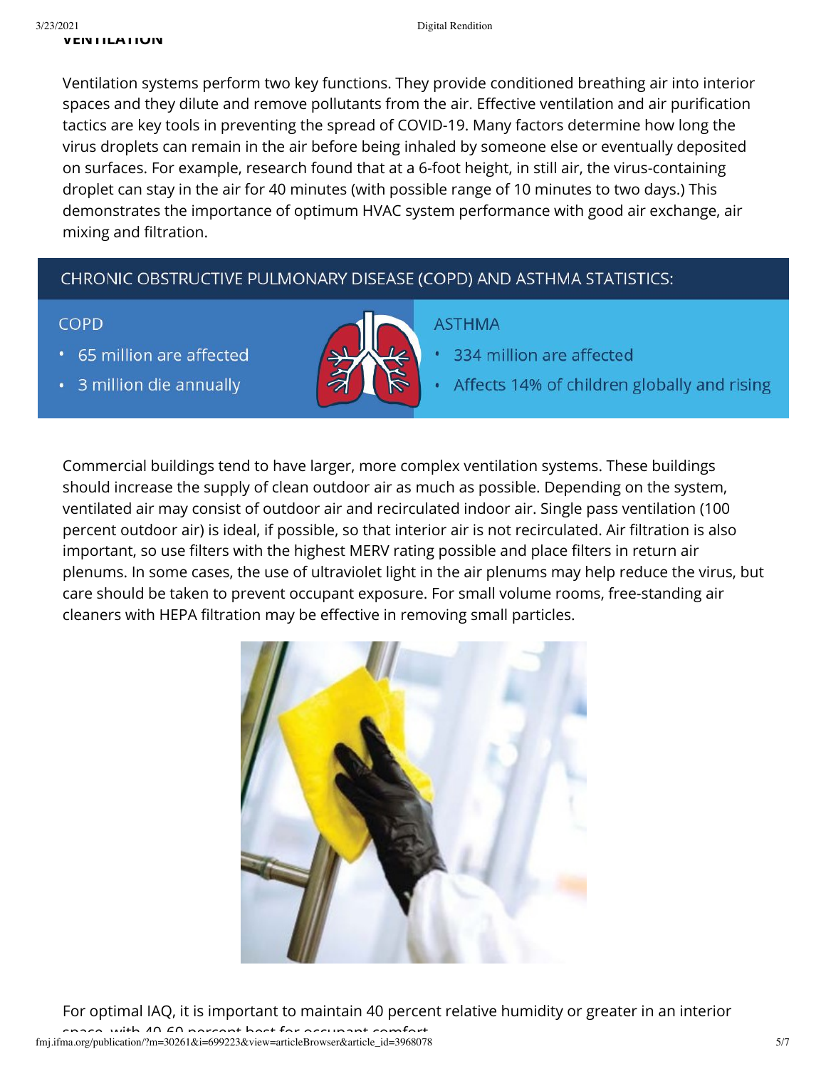## VENTILATION

Ventilation systems perform two key functions. They provide conditioned breathing air into interior spaces and they dilute and remove pollutants from the air. Effective ventilation and air purification tactics are key tools in preventing the spread of COVID-19. Many factors determine how long the virus droplets can remain in the air before being inhaled by someone else or eventually deposited on surfaces. For example, research found that at a 6-foot height, in still air, the virus-containing droplet can stay in the air for 40 minutes (with possible range of 10 minutes to two days.) This demonstrates the importance of optimum HVAC system performance with good air exchange, air mixing and filtration.

### CHRONIC OBSTRUCTIVE PULMONARY DISEASE (COPD) AND ASTHMA STATISTICS:

**COPD**

- 65 million are affected
- 3 million die annually

**ASTHMA**

- 334 million are affected
- Affects 14% of children globally and rising

Commercial buildings tend to have larger, more complex ventilation systems. These buildings should increase the supply of clean outdoor air as much as possible. Depending on the system, ventilated air may consist of outdoor air and recirculated indoor air. Single pass ventilation (100 percent outdoor air) is ideal, if possible, so that interior air is not recirculated. Air filtration is also important, so use filters with the highest MERV rating possible and place filters in return air plenums. In some cases, the use of ultraviolet light in the air plenums may help reduce the virus, but care should be taken to prevent occupant exposure. For small volume rooms, free-standing air cleaners with HEPA filtration may be effective in removing small particles.

For optimal IAQ, it is important to maintain 40 percent relative humidity or greater in an interior space, with 40-60 percent best for occupant comfort.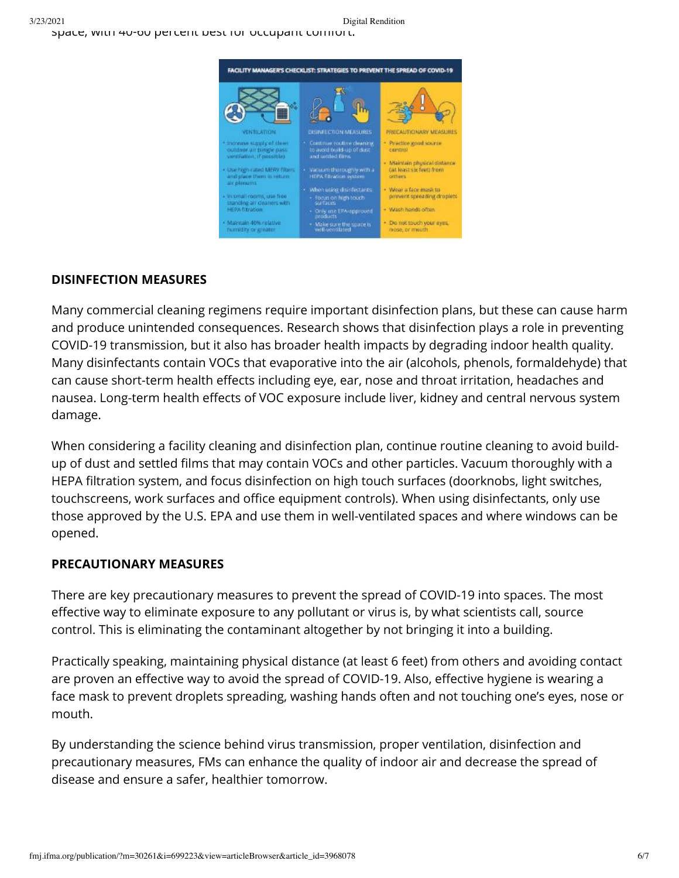space, with 40-60 percent best for occupant comfort.

FACILITY MANAGER'S CHECKLIST: STRATEGIES TO PREVENT THE SPREAD OF COVID-19

| VENTILATION | DISINFECTION MEASURES | PRECAUTIONARY MEASURES |
| --- | --- | --- |
| • Increase supply of clean outdoor air (single pass ventilation, if possible) | • Continue routine cleaning to avoid build-up of dust and settled films | • Practice good source control |
| • Use high-rated MERV filters and place them in return air plenums | • Vacuum thoroughly with a HEPA filtration system | • Maintain physical distance (at least six feet) from others |
| • In small rooms, use free standing air cleaners with HEPA filtration | • When using disinfectants: • Focus on high touch surfaces • Only use EPA-approved products • Make sure the space is well-ventilated | • Wear a face mask to prevent spreading droplets |
| • Maintain 40% relative humidity or greater | | • Wash hands often |
| | | • Do not touch your eyes, nose, or mouth |

## DISINFECTION MEASURES

Many commercial cleaning regimens require important disinfection plans, but these can cause harm and produce unintended consequences. Research shows that disinfection plays a role in preventing COVID-19 transmission, but it also has broader health impacts by degrading indoor health quality. Many disinfectants contain VOCs that evaporative into the air (alcohols, phenols, formaldehyde) that can cause short-term health effects including eye, ear, nose and throat irritation, headaches and nausea. Long-term health effects of VOC exposure include liver, kidney and central nervous system damage.

When considering a facility cleaning and disinfection plan, continue routine cleaning to avoid build-up of dust and settled films that may contain VOCs and other particles. Vacuum thoroughly with a HEPA filtration system, and focus disinfection on high touch surfaces (doorknobs, light switches, touchscreens, work surfaces and office equipment controls). When using disinfectants, only use those approved by the U.S. EPA and use them in well-ventilated spaces and where windows can be opened.

## PRECAUTIONARY MEASURES

There are key precautionary measures to prevent the spread of COVID-19 into spaces. The most effective way to eliminate exposure to any pollutant or virus is, by what scientists call, source control. This is eliminating the contaminant altogether by not bringing it into a building.

Practically speaking, maintaining physical distance (at least 6 feet) from others and avoiding contact are proven an effective way to avoid the spread of COVID-19. Also, effective hygiene is wearing a face mask to prevent droplets spreading, washing hands often and not touching one's eyes, nose or mouth.

By understanding the science behind virus transmission, proper ventilation, disinfection and precautionary measures, FMs can enhance the quality of indoor air and decrease the spread of disease and ensure a safer, healthier tomorrow.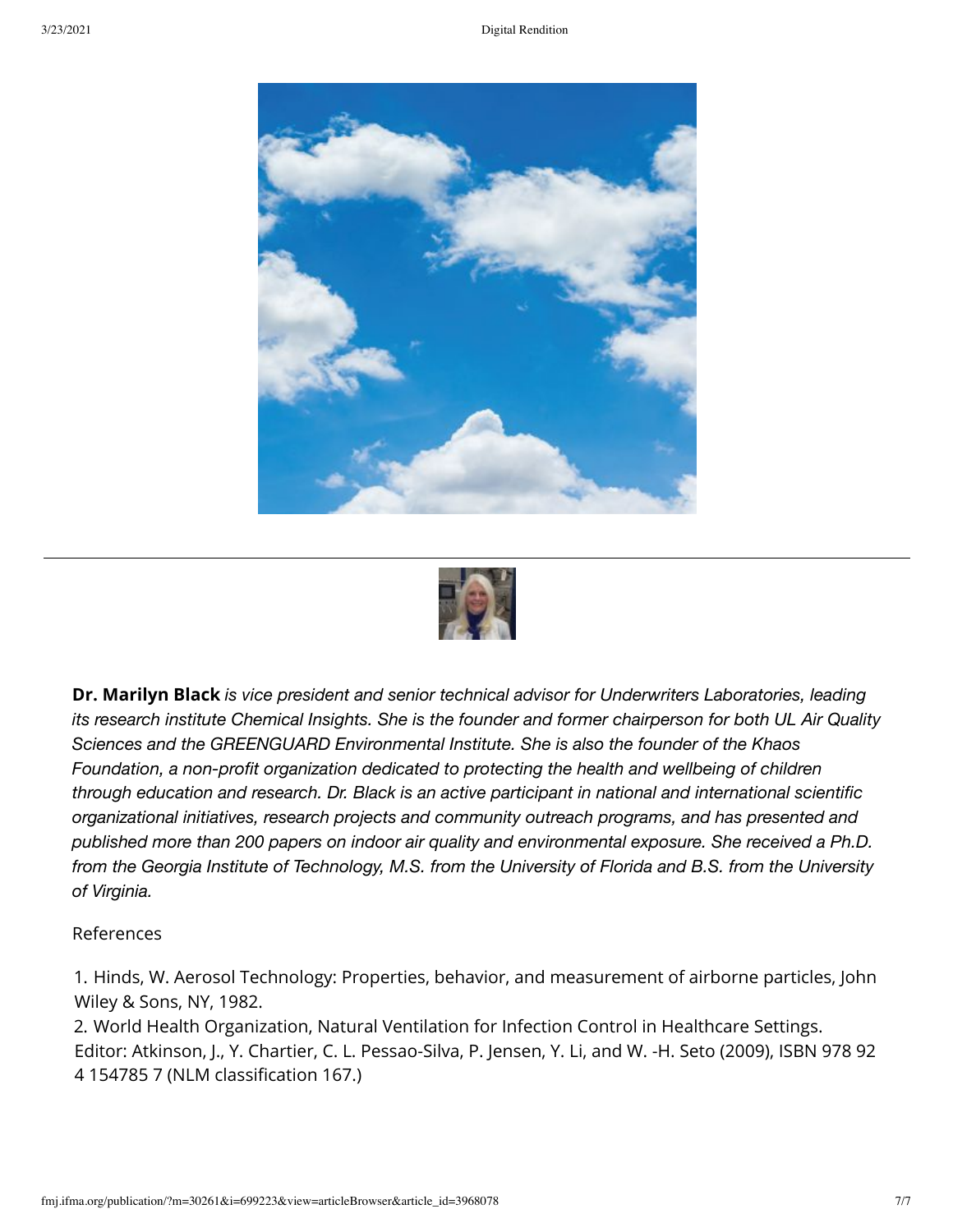**Dr. Marilyn Black** *is vice president and senior technical advisor for Underwriters Laboratories, leading its research institute Chemical Insights. She is the founder and former chairperson for both UL Air Quality Sciences and the GREENGUARD Environmental Institute. She is also the founder of the Khaos Foundation, a non-profit organization dedicated to protecting the health and wellbeing of children through education and research. Dr. Black is an active participant in national and international scientific organizational initiatives, research projects and community outreach programs, and has presented and published more than 200 papers on indoor air quality and environmental exposure. She received a Ph.D. from the Georgia Institute of Technology, M.S. from the University of Florida and B.S. from the University of Virginia.*

References

1. Hinds, W. Aerosol Technology: Properties, behavior, and measurement of airborne particles, John Wiley & Sons, NY, 1982.
2. World Health Organization, Natural Ventilation for Infection Control in Healthcare Settings. Editor: Atkinson, J., Y. Chartier, C. L. Pessao-Silva, P. Jensen, Y. Li, and W. -H. Seto (2009), ISBN 978 92 4 154785 7 (NLM classification 167.)